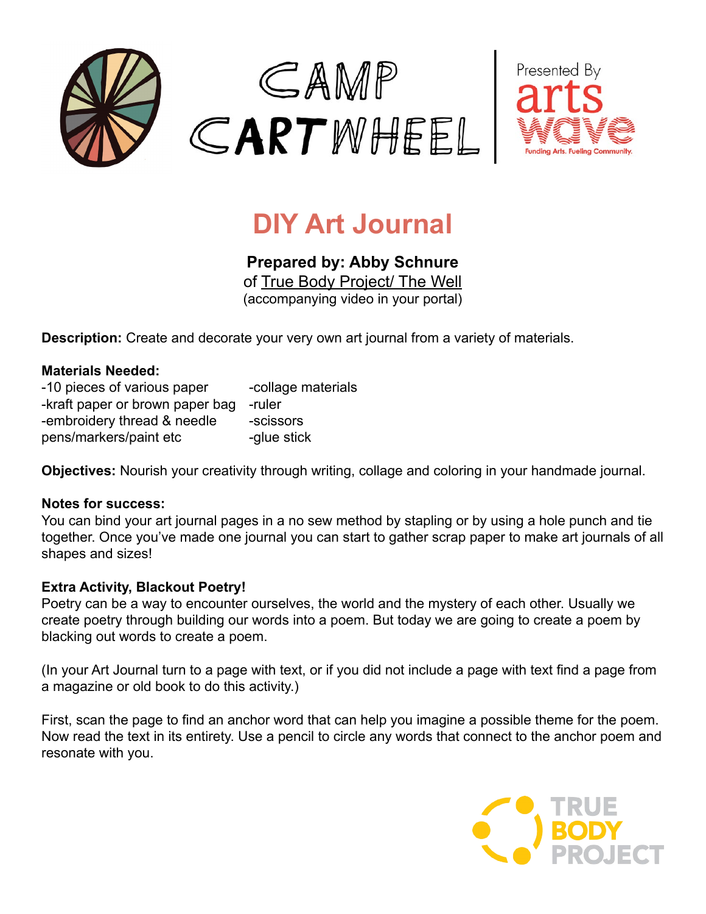CAMP CARTWHEEL | Presented By arts wave — Funding Arts. Fueling Community.

# DIY Art Journal

**Prepared by: Abby Schnure**
of True Body Project/ The Well
(accompanying video in your portal)

**Description:** Create and decorate your very own art journal from a variety of materials.

**Materials Needed:**

- -10 pieces of various paper
- -kraft paper or brown paper bag
- -embroidery thread & needle
- pens/markers/paint etc
- -collage materials
- -ruler
- -scissors
- -glue stick

**Objectives:** Nourish your creativity through writing, collage and coloring in your handmade journal.

**Notes for success:**
You can bind your art journal pages in a no sew method by stapling or by using a hole punch and tie together. Once you've made one journal you can start to gather scrap paper to make art journals of all shapes and sizes!

**Extra Activity, Blackout Poetry!**
Poetry can be a way to encounter ourselves, the world and the mystery of each other. Usually we create poetry through building our words into a poem. But today we are going to create a poem by blacking out words to create a poem.

(In your Art Journal turn to a page with text, or if you did not include a page with text find a page from a magazine or old book to do this activity.)

First, scan the page to find an anchor word that can help you imagine a possible theme for the poem. Now read the text in its entirety. Use a pencil to circle any words that connect to the anchor poem and resonate with you.

TRUE BODY PROJECT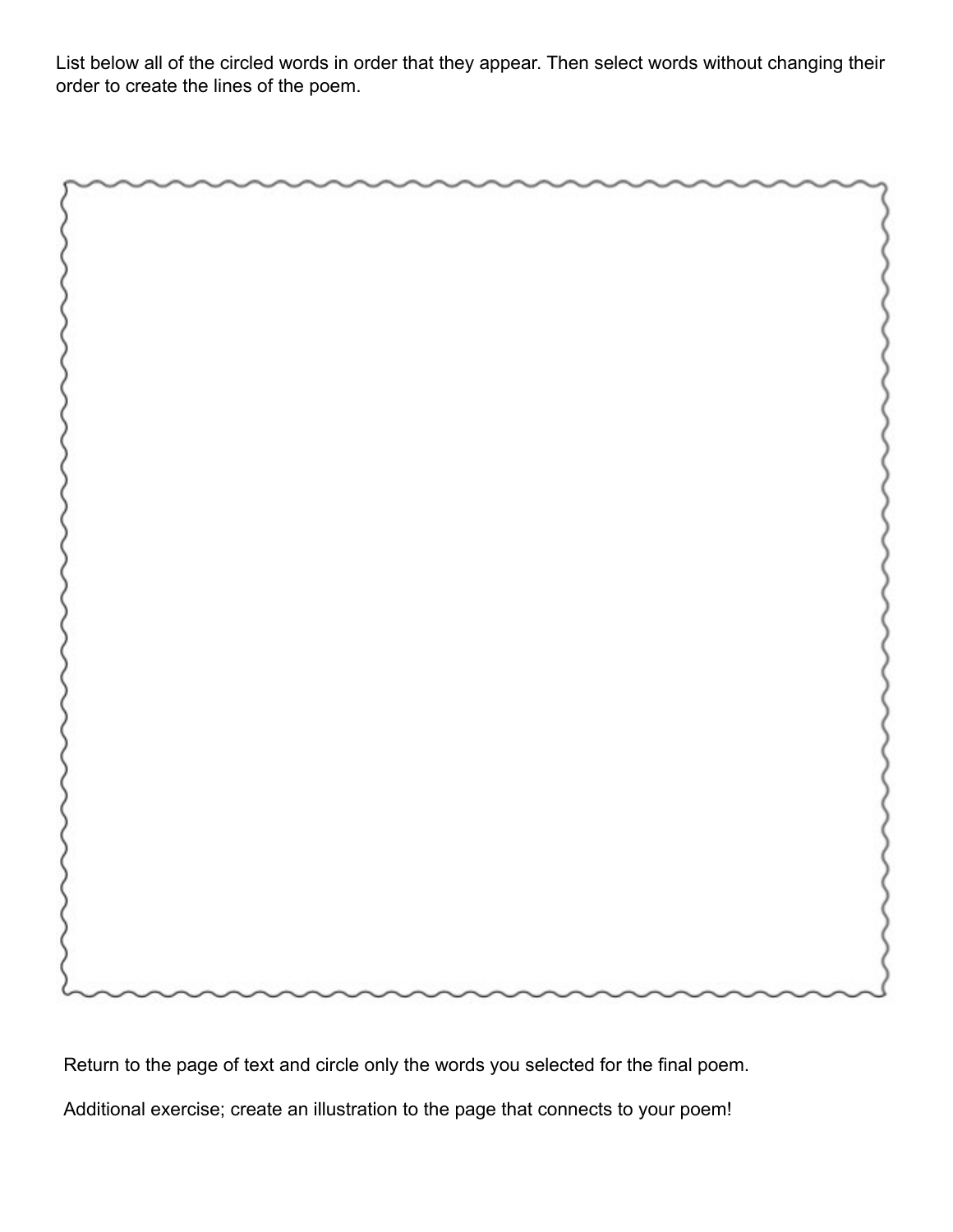List below all of the circled words in order that they appear. Then select words without changing their order to create the lines of the poem.

Return to the page of text and circle only the words you selected for the final poem.

Additional exercise; create an illustration to the page that connects to your poem!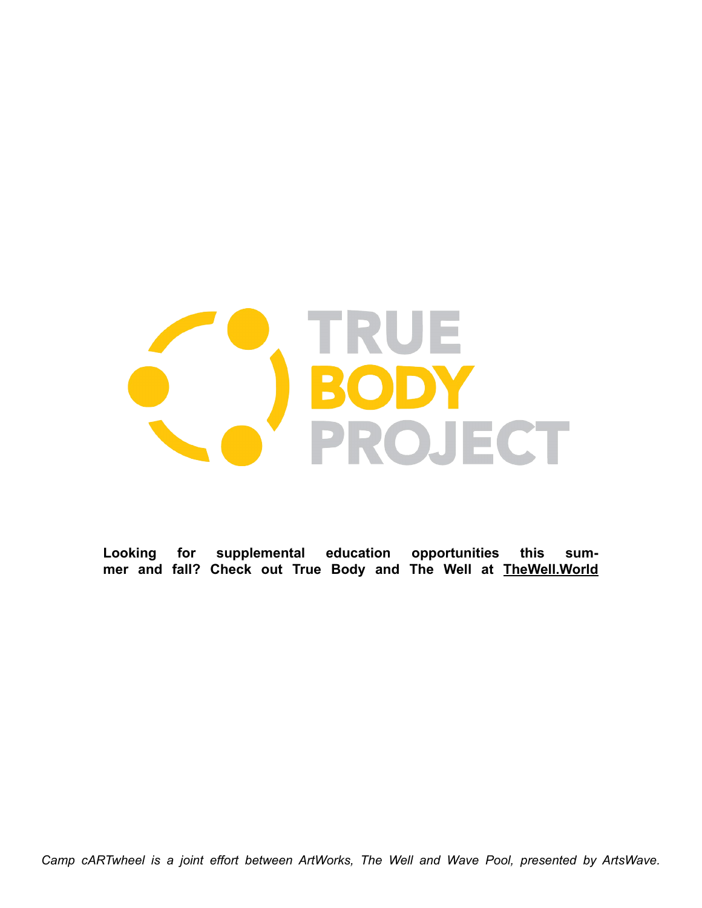TRUE BODY PROJECT

**Looking for supplemental education opportunities this summer and fall? Check out True Body and The Well at TheWell.World**

*Camp cARTwheel is a joint effort between ArtWorks, The Well and Wave Pool, presented by ArtsWave.*